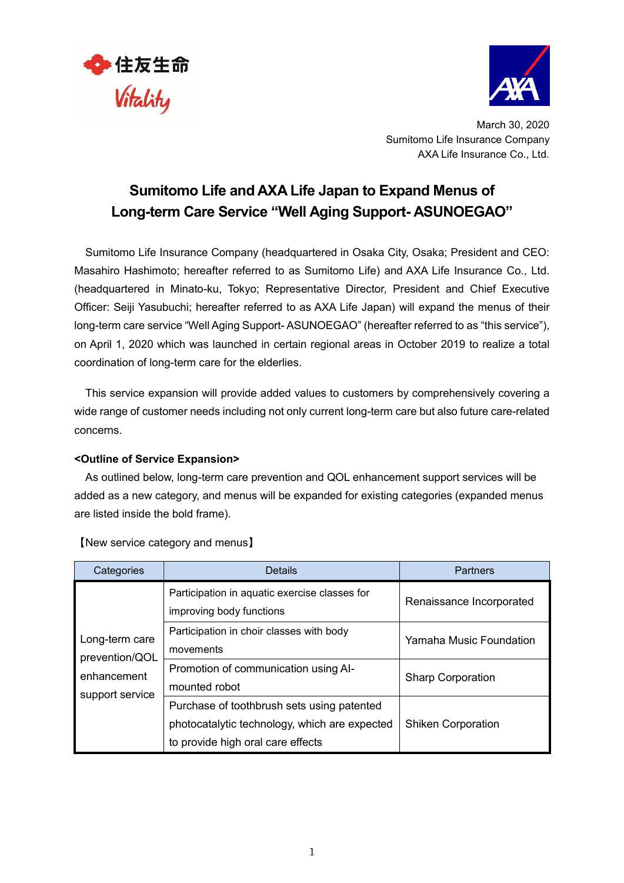March 30, 2020
Sumitomo Life Insurance Company
AXA Life Insurance Co., Ltd.

# Sumitomo Life and AXA Life Japan to Expand Menus of Long-term Care Service "Well Aging Support- ASUNOEGAO"

Sumitomo Life Insurance Company (headquartered in Osaka City, Osaka; President and CEO: Masahiro Hashimoto; hereafter referred to as Sumitomo Life) and AXA Life Insurance Co., Ltd. (headquartered in Minato-ku, Tokyo; Representative Director, President and Chief Executive Officer: Seiji Yasubuchi; hereafter referred to as AXA Life Japan) will expand the menus of their long-term care service "Well Aging Support- ASUNOEGAO" (hereafter referred to as "this service"), on April 1, 2020 which was launched in certain regional areas in October 2019 to realize a total coordination of long-term care for the elderlies.

This service expansion will provide added values to customers by comprehensively covering a wide range of customer needs including not only current long-term care but also future care-related concerns.

**<Outline of Service Expansion>**

As outlined below, long-term care prevention and QOL enhancement support services will be added as a new category, and menus will be expanded for existing categories (expanded menus are listed inside the bold frame).

【New service category and menus】

| Categories | Details | Partners |
| --- | --- | --- |
| Long-term care prevention/QOL enhancement support service | Participation in aquatic exercise classes for improving body functions | Renaissance Incorporated |
| | Participation in choir classes with body movements | Yamaha Music Foundation |
| | Promotion of communication using AI-mounted robot | Sharp Corporation |
| | Purchase of toothbrush sets using patented photocatalytic technology, which are expected to provide high oral care effects | Shiken Corporation |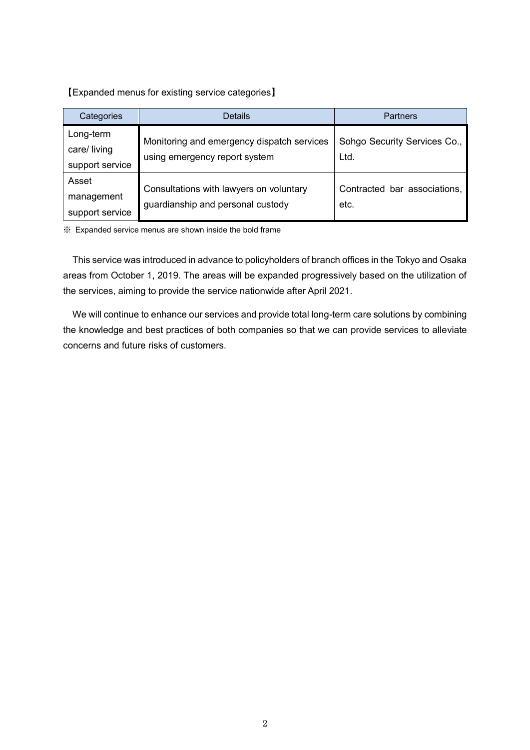【Expanded menus for existing service categories】

| Categories | Details | Partners |
| --- | --- | --- |
| Long-term care/ living support service | Monitoring and emergency dispatch services using emergency report system | Sohgo Security Services Co., Ltd. |
| Asset management support service | Consultations with lawyers on voluntary guardianship and personal custody | Contracted bar associations, etc. |

※ Expanded service menus are shown inside the bold frame

This service was introduced in advance to policyholders of branch offices in the Tokyo and Osaka areas from October 1, 2019. The areas will be expanded progressively based on the utilization of the services, aiming to provide the service nationwide after April 2021.

We will continue to enhance our services and provide total long-term care solutions by combining the knowledge and best practices of both companies so that we can provide services to alleviate concerns and future risks of customers.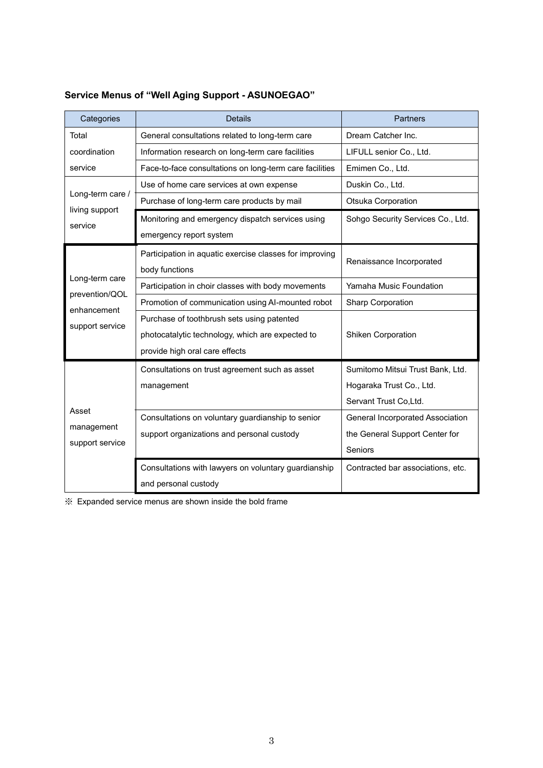**Service Menus of “Well Aging Support - ASUNOEGAO”**

| Categories | Details | Partners |
|---|---|---|
| Total coordination service | General consultations related to long-term care | Dream Catcher Inc. |
| | Information research on long-term care facilities | LIFULL senior Co., Ltd. |
| | Face-to-face consultations on long-term care facilities | Emimen Co., Ltd. |
| Long-term care / living support service | Use of home care services at own expense | Duskin Co., Ltd. |
| | Purchase of long-term care products by mail | Otsuka Corporation |
| | Monitoring and emergency dispatch services using emergency report system | Sohgo Security Services Co., Ltd. |
| Long-term care prevention/QOL enhancement support service | Participation in aquatic exercise classes for improving body functions | Renaissance Incorporated |
| | Participation in choir classes with body movements | Yamaha Music Foundation |
| | Promotion of communication using AI-mounted robot | Sharp Corporation |
| | Purchase of toothbrush sets using patented photocatalytic technology, which are expected to provide high oral care effects | Shiken Corporation |
| Asset management support service | Consultations on trust agreement such as asset management | Sumitomo Mitsui Trust Bank, Ltd.<br>Hogaraka Trust Co., Ltd.<br>Servant Trust Co,Ltd. |
| | Consultations on voluntary guardianship to senior support organizations and personal custody | General Incorporated Association the General Support Center for Seniors |
| | Consultations with lawyers on voluntary guardianship and personal custody | Contracted bar associations, etc. |

※ Expanded service menus are shown inside the bold frame